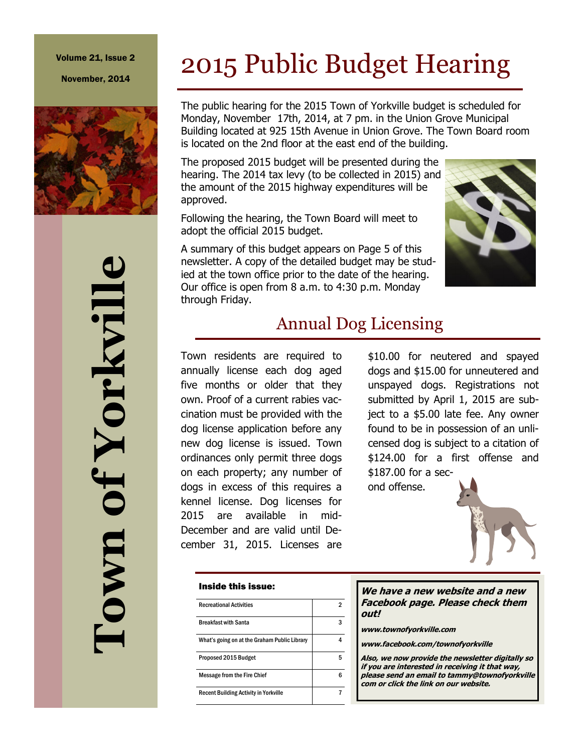Volume 21, Issue 2

November, 2014

# Town of Yorkville

# 2015 Public Budget Hearing

The public hearing for the 2015 Town of Yorkville budget is scheduled for Monday, November 17th, 2014, at 7 pm. in the Union Grove Municipal Building located at 925 15th Avenue in Union Grove. The Town Board room is located on the 2nd floor at the east end of the building.

The proposed 2015 budget will be presented during the hearing. The 2014 tax levy (to be collected in 2015) and the amount of the 2015 highway expenditures will be approved.

Following the hearing, the Town Board will meet to adopt the official 2015 budget.

A summary of this budget appears on Page 5 of this newsletter. A copy of the detailed budget may be studied at the town office prior to the date of the hearing. Our office is open from 8 a.m. to 4:30 p.m. Monday through Friday.

## Annual Dog Licensing

Town residents are required to annually license each dog aged five months or older that they own. Proof of a current rabies vaccination must be provided with the dog license application before any new dog license is issued. Town ordinances only permit three dogs on each property; any number of dogs in excess of this requires a kennel license. Dog licenses for 2015 are available in mid-December and are valid until December 31, 2015. Licenses are $10.00 for neutered and spayed dogs and $15.00 for unneutered and unspayed dogs. Registrations not submitted by April 1, 2015 are subject to a $5.00 late fee. Any owner found to be in possession of an unlicensed dog is subject to a citation of $124.00 for a first offense and $187.00 for a second offense.

**Inside this issue:**

| | |
|---|---|
| Recreational Activities | 2 |
| Breakfast with Santa | 3 |
| What's going on at the Graham Public Library | 4 |
| Proposed 2015 Budget | 5 |
| Message from the Fire Chief | 6 |
| Recent Building Activity in Yorkville | 7 |

***We have a new website and a new Facebook page. Please check them out!***

***www.townofyorkville.com***

***www.facebook.com/townofyorkville***

***Also, we now provide the newsletter digitally so if you are interested in receiving it that way, please send an email to tammy@townofyorkville com or click the link on our website.***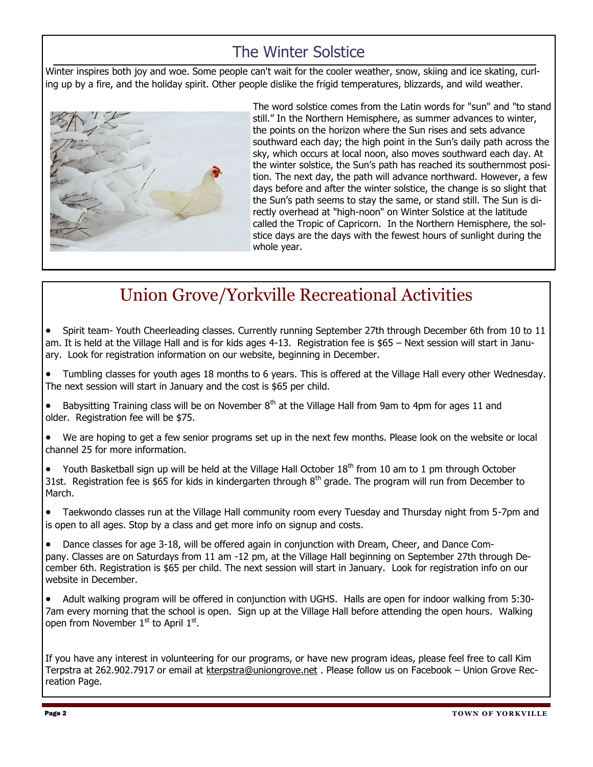## The Winter Solstice

Winter inspires both joy and woe. Some people can't wait for the cooler weather, snow, skiing and ice skating, curling up by a fire, and the holiday spirit. Other people dislike the frigid temperatures, blizzards, and wild weather.

The word solstice comes from the Latin words for "sun" and "to stand still." In the Northern Hemisphere, as summer advances to winter, the points on the horizon where the Sun rises and sets advance southward each day; the high point in the Sun's daily path across the sky, which occurs at local noon, also moves southward each day. At the winter solstice, the Sun's path has reached its southernmost position. The next day, the path will advance northward. However, a few days before and after the winter solstice, the change is so slight that the Sun's path seems to stay the same, or stand still. The Sun is directly overhead at "high-noon" on Winter Solstice at the latitude called the Tropic of Capricorn. In the Northern Hemisphere, the solstice days are the days with the fewest hours of sunlight during the whole year.

## Union Grove/Yorkville Recreational Activities

- Spirit team- Youth Cheerleading classes. Currently running September 27th through December 6th from 10 to 11 am. It is held at the Village Hall and is for kids ages 4-13. Registration fee is $65 – Next session will start in January. Look for registration information on our website, beginning in December.
- Tumbling classes for youth ages 18 months to 6 years. This is offered at the Village Hall every other Wednesday. The next session will start in January and the cost is $65 per child.
- Babysitting Training class will be on November 8th at the Village Hall from 9am to 4pm for ages 11 and older. Registration fee will be $75.
- We are hoping to get a few senior programs set up in the next few months. Please look on the website or local channel 25 for more information.
- Youth Basketball sign up will be held at the Village Hall October 18th from 10 am to 1 pm through October 31st. Registration fee is $65 for kids in kindergarten through 8th grade. The program will run from December to March.
- Taekwondo classes run at the Village Hall community room every Tuesday and Thursday night from 5-7pm and is open to all ages. Stop by a class and get more info on signup and costs.
- Dance classes for age 3-18, will be offered again in conjunction with Dream, Cheer, and Dance Company. Classes are on Saturdays from 11 am -12 pm, at the Village Hall beginning on September 27th through December 6th. Registration is $65 per child. The next session will start in January. Look for registration info on our website in December.
- Adult walking program will be offered in conjunction with UGHS. Halls are open for indoor walking from 5:30-7am every morning that the school is open. Sign up at the Village Hall before attending the open hours. Walking open from November 1st to April 1st.

If you have any interest in volunteering for our programs, or have new program ideas, please feel free to call Kim Terpstra at 262.902.7917 or email at kterpstra@uniongrove.net . Please follow us on Facebook – Union Grove Recreation Page.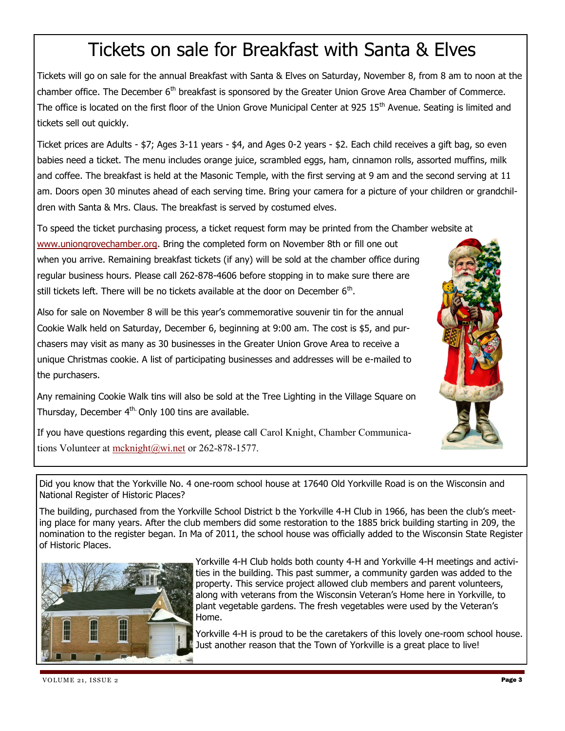# Tickets on sale for Breakfast with Santa & Elves

Tickets will go on sale for the annual Breakfast with Santa & Elves on Saturday, November 8, from 8 am to noon at the chamber office. The December 6th breakfast is sponsored by the Greater Union Grove Area Chamber of Commerce. The office is located on the first floor of the Union Grove Municipal Center at 925 15th Avenue. Seating is limited and tickets sell out quickly.

Ticket prices are Adults - $7; Ages 3-11 years - $4, and Ages 0-2 years - $2. Each child receives a gift bag, so even babies need a ticket. The menu includes orange juice, scrambled eggs, ham, cinnamon rolls, assorted muffins, milk and coffee. The breakfast is held at the Masonic Temple, with the first serving at 9 am and the second serving at 11 am. Doors open 30 minutes ahead of each serving time. Bring your camera for a picture of your children or grandchildren with Santa & Mrs. Claus. The breakfast is served by costumed elves.

To speed the ticket purchasing process, a ticket request form may be printed from the Chamber website at www.uniongrovechamber.org. Bring the completed form on November 8th or fill one out when you arrive. Remaining breakfast tickets (if any) will be sold at the chamber office during regular business hours. Please call 262-878-4606 before stopping in to make sure there are still tickets left. There will be no tickets available at the door on December 6th.

Also for sale on November 8 will be this year's commemorative souvenir tin for the annual Cookie Walk held on Saturday, December 6, beginning at 9:00 am. The cost is $5, and purchasers may visit as many as 30 businesses in the Greater Union Grove Area to receive a unique Christmas cookie. A list of participating businesses and addresses will be e-mailed to the purchasers.

Any remaining Cookie Walk tins will also be sold at the Tree Lighting in the Village Square on Thursday, December 4th. Only 100 tins are available.

If you have questions regarding this event, please call Carol Knight, Chamber Communications Volunteer at mcknight@wi.net or 262-878-1577.

---

Did you know that the Yorkville No. 4 one-room school house at 17640 Old Yorkville Road is on the Wisconsin and National Register of Historic Places?

The building, purchased from the Yorkville School District b the Yorkville 4-H Club in 1966, has been the club's meeting place for many years. After the club members did some restoration to the 1885 brick building starting in 209, the nomination to the register began. In Ma of 2011, the school house was officially added to the Wisconsin State Register of Historic Places.

Yorkville 4-H Club holds both county 4-H and Yorkville 4-H meetings and activities in the building. This past summer, a community garden was added to the property. This service project allowed club members and parent volunteers, along with veterans from the Wisconsin Veteran's Home here in Yorkville, to plant vegetable gardens. The fresh vegetables were used by the Veteran's Home.

Yorkville 4-H is proud to be the caretakers of this lovely one-room school house. Just another reason that the Town of Yorkville is a great place to live!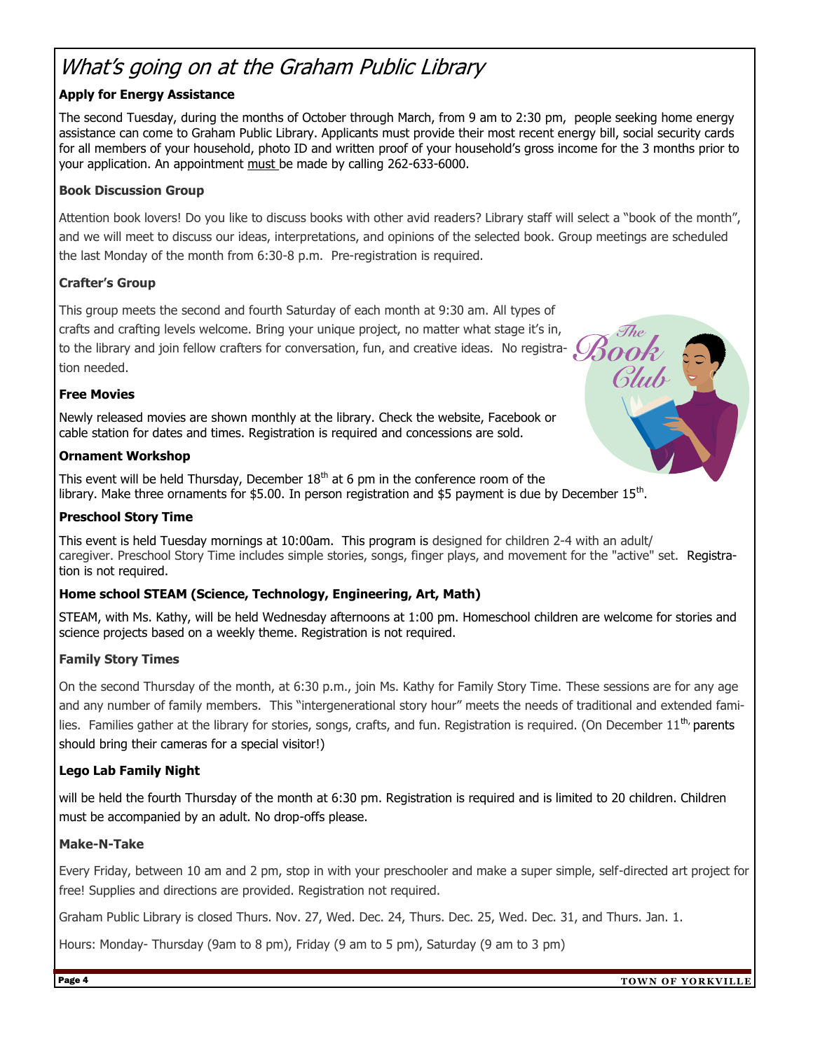# *What's going on at the Graham Public Library*

**Apply for Energy Assistance**

The second Tuesday, during the months of October through March, from 9 am to 2:30 pm, people seeking home energy assistance can come to Graham Public Library. Applicants must provide their most recent energy bill, social security cards for all members of your household, photo ID and written proof of your household's gross income for the 3 months prior to your application. An appointment must be made by calling 262-633-6000.

**Book Discussion Group**

Attention book lovers! Do you like to discuss books with other avid readers? Library staff will select a "book of the month", and we will meet to discuss our ideas, interpretations, and opinions of the selected book. Group meetings are scheduled the last Monday of the month from 6:30-8 p.m. Pre-registration is required.

**Crafter's Group**

This group meets the second and fourth Saturday of each month at 9:30 am. All types of crafts and crafting levels welcome. Bring your unique project, no matter what stage it's in, to the library and join fellow crafters for conversation, fun, and creative ideas. No registration needed.

**Free Movies**

Newly released movies are shown monthly at the library. Check the website, Facebook or cable station for dates and times. Registration is required and concessions are sold.

**Ornament Workshop**

This event will be held Thursday, December 18th at 6 pm in the conference room of the library. Make three ornaments for $5.00. In person registration and $5 payment is due by December 15th.

**Preschool Story Time**

This event is held Tuesday mornings at 10:00am. This program is designed for children 2-4 with an adult/caregiver. Preschool Story Time includes simple stories, songs, finger plays, and movement for the "active" set. Registration is not required.

**Home school STEAM (Science, Technology, Engineering, Art, Math)**

STEAM, with Ms. Kathy, will be held Wednesday afternoons at 1:00 pm. Homeschool children are welcome for stories and science projects based on a weekly theme. Registration is not required.

**Family Story Times**

On the second Thursday of the month, at 6:30 p.m., join Ms. Kathy for Family Story Time. These sessions are for any age and any number of family members. This "intergenerational story hour" meets the needs of traditional and extended families. Families gather at the library for stories, songs, crafts, and fun. Registration is required. (On December 11th, parents should bring their cameras for a special visitor!)

**Lego Lab Family Night**

will be held the fourth Thursday of the month at 6:30 pm. Registration is required and is limited to 20 children. Children must be accompanied by an adult. No drop-offs please.

**Make-N-Take**

Every Friday, between 10 am and 2 pm, stop in with your preschooler and make a super simple, self-directed art project for free! Supplies and directions are provided. Registration not required.

Graham Public Library is closed Thurs. Nov. 27, Wed. Dec. 24, Thurs. Dec. 25, Wed. Dec. 31, and Thurs. Jan. 1.

Hours: Monday- Thursday (9am to 8 pm), Friday (9 am to 5 pm), Saturday (9 am to 3 pm)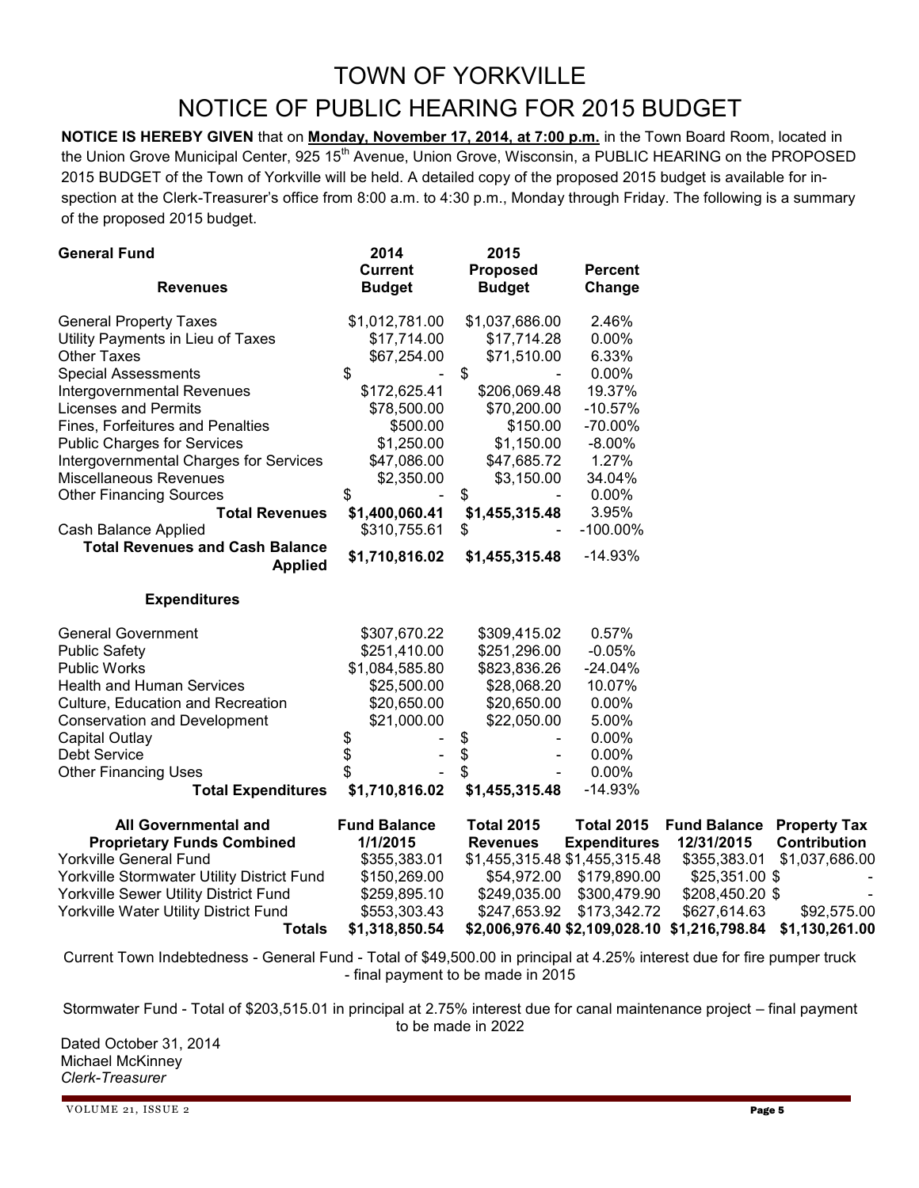# TOWN OF YORKVILLE

# NOTICE OF PUBLIC HEARING FOR 2015 BUDGET

**NOTICE IS HEREBY GIVEN** that on **Monday, November 17, 2014, at 7:00 p.m.** in the Town Board Room, located in the Union Grove Municipal Center, 925 15th Avenue, Union Grove, Wisconsin, a PUBLIC HEARING on the PROPOSED 2015 BUDGET of the Town of Yorkville will be held. A detailed copy of the proposed 2015 budget is available for inspection at the Clerk-Treasurer's office from 8:00 a.m. to 4:30 p.m., Monday through Friday. The following is a summary of the proposed 2015 budget.

| **General Fund** | **2014 Current Budget** | **2015 Proposed Budget** | **Percent Change** |
|---|---|---|---|
| **Revenues** | | | |
| General Property Taxes | $1,012,781.00 | $1,037,686.00 | 2.46% |
| Utility Payments in Lieu of Taxes | $17,714.00 | $17,714.28 | 0.00% |
| Other Taxes | $67,254.00 | $71,510.00 | 6.33% |
| Special Assessments | $ - | $ - | 0.00% |
| Intergovernmental Revenues | $172,625.41 | $206,069.48 | 19.37% |
| Licenses and Permits | $78,500.00 | $70,200.00 | -10.57% |
| Fines, Forfeitures and Penalties | $500.00 | $150.00 | -70.00% |
| Public Charges for Services | $1,250.00 | $1,150.00 | -8.00% |
| Intergovernmental Charges for Services | $47,086.00 | $47,685.72 | 1.27% |
| Miscellaneous Revenues | $2,350.00 | $3,150.00 | 34.04% |
| Other Financing Sources | $ - | $ - | 0.00% |
| **Total Revenues** | **$1,400,060.41** | **$1,455,315.48** | 3.95% |
| Cash Balance Applied | $310,755.61 | $ - | -100.00% |
| **Total Revenues and Cash Balance Applied** | **$1,710,816.02** | **$1,455,315.48** | -14.93% |
| **Expenditures** | | | |
| General Government | $307,670.22 | $309,415.02 | 0.57% |
| Public Safety | $251,410.00 | $251,296.00 | -0.05% |
| Public Works | $1,084,585.80 | $823,836.26 | -24.04% |
| Health and Human Services | $25,500.00 | $28,068.20 | 10.07% |
| Culture, Education and Recreation | $20,650.00 | $20,650.00 | 0.00% |
| Conservation and Development | $21,000.00 | $22,050.00 | 5.00% |
| Capital Outlay | $ - | $ - | 0.00% |
| Debt Service | $ - | $ - | 0.00% |
| Other Financing Uses | $ - | $ - | 0.00% |
| **Total Expenditures** | **$1,710,816.02** | **$1,455,315.48** | -14.93% |

| **All Governmental and Proprietary Funds Combined** | **Fund Balance 1/1/2015** | **Total 2015 Revenues** | **Total 2015 Expenditures** | **Fund Balance 12/31/2015** | **Property Tax Contribution** |
|---|---|---|---|---|---|
| Yorkville General Fund | $355,383.01 | $1,455,315.48 | $1,455,315.48 | $355,383.01 | $1,037,686.00 |
| Yorkville Stormwater Utility District Fund | $150,269.00 | $54,972.00 | $179,890.00 | $25,351.00 | $ - |
| Yorkville Sewer Utility District Fund | $259,895.10 | $249,035.00 | $300,479.90 | $208,450.20 | $ - |
| Yorkville Water Utility District Fund | $553,303.43 | $247,653.92 | $173,342.72 | $627,614.63 | $92,575.00 |
| **Totals** | **$1,318,850.54** | **$2,006,976.40** | **$2,109,028.10** | **$1,216,798.84** | **$1,130,261.00** |

Current Town Indebtedness - General Fund - Total of $49,500.00 in principal at 4.25% interest due for fire pumper truck - final payment to be made in 2015

Stormwater Fund - Total of $203,515.01 in principal at 2.75% interest due for canal maintenance project – final payment to be made in 2022

Dated October 31, 2014
Michael McKinney
*Clerk-Treasurer*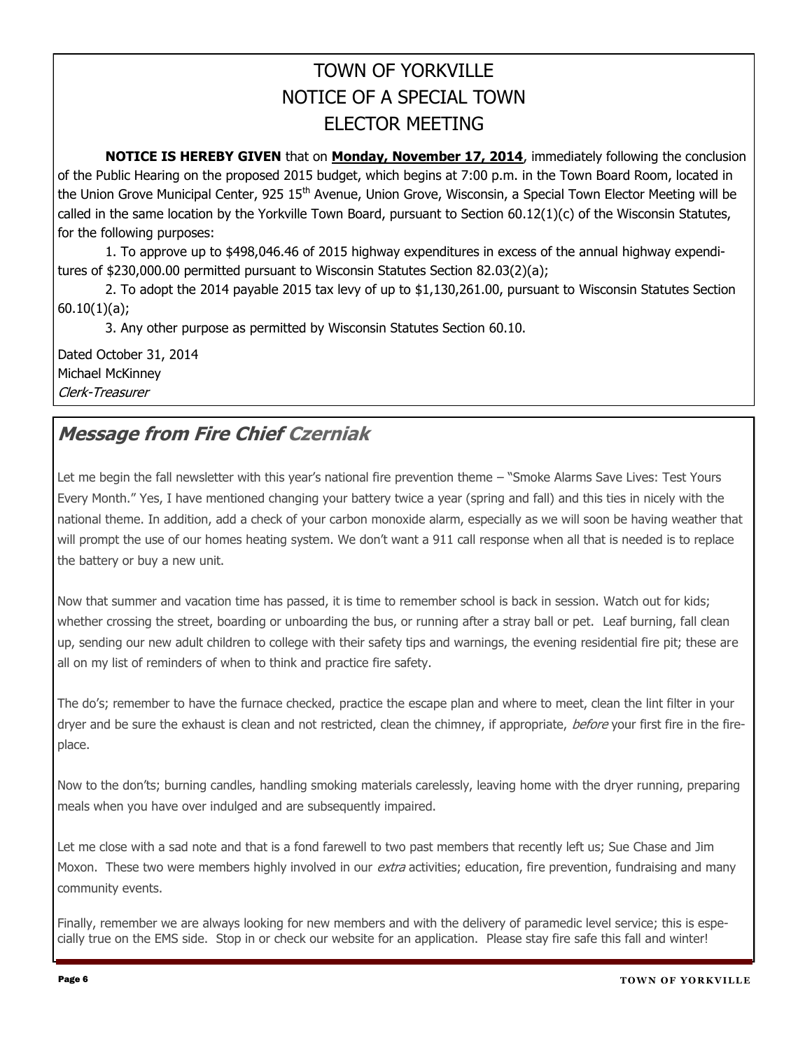# TOWN OF YORKVILLE
# NOTICE OF A SPECIAL TOWN ELECTOR MEETING

**NOTICE IS HEREBY GIVEN** that on **Monday, November 17, 2014**, immediately following the conclusion of the Public Hearing on the proposed 2015 budget, which begins at 7:00 p.m. in the Town Board Room, located in the Union Grove Municipal Center, 925 15th Avenue, Union Grove, Wisconsin, a Special Town Elector Meeting will be called in the same location by the Yorkville Town Board, pursuant to Section 60.12(1)(c) of the Wisconsin Statutes, for the following purposes:

1. To approve up to $498,046.46 of 2015 highway expenditures in excess of the annual highway expenditures of $230,000.00 permitted pursuant to Wisconsin Statutes Section 82.03(2)(a);
2. To adopt the 2014 payable 2015 tax levy of up to $1,130,261.00, pursuant to Wisconsin Statutes Section 60.10(1)(a);
3. Any other purpose as permitted by Wisconsin Statutes Section 60.10.

Dated October 31, 2014
Michael McKinney
*Clerk-Treasurer*

## *Message from Fire Chief Czerniak*

Let me begin the fall newsletter with this year's national fire prevention theme – "Smoke Alarms Save Lives: Test Yours Every Month." Yes, I have mentioned changing your battery twice a year (spring and fall) and this ties in nicely with the national theme. In addition, add a check of your carbon monoxide alarm, especially as we will soon be having weather that will prompt the use of our homes heating system. We don't want a 911 call response when all that is needed is to replace the battery or buy a new unit.

Now that summer and vacation time has passed, it is time to remember school is back in session. Watch out for kids; whether crossing the street, boarding or unboarding the bus, or running after a stray ball or pet. Leaf burning, fall clean up, sending our new adult children to college with their safety tips and warnings, the evening residential fire pit; these are all on my list of reminders of when to think and practice fire safety.

The do's; remember to have the furnace checked, practice the escape plan and where to meet, clean the lint filter in your dryer and be sure the exhaust is clean and not restricted, clean the chimney, if appropriate, *before* your first fire in the fireplace.

Now to the don'ts; burning candles, handling smoking materials carelessly, leaving home with the dryer running, preparing meals when you have over indulged and are subsequently impaired.

Let me close with a sad note and that is a fond farewell to two past members that recently left us; Sue Chase and Jim Moxon. These two were members highly involved in our *extra* activities; education, fire prevention, fundraising and many community events.

Finally, remember we are always looking for new members and with the delivery of paramedic level service; this is especially true on the EMS side. Stop in or check our website for an application. Please stay fire safe this fall and winter!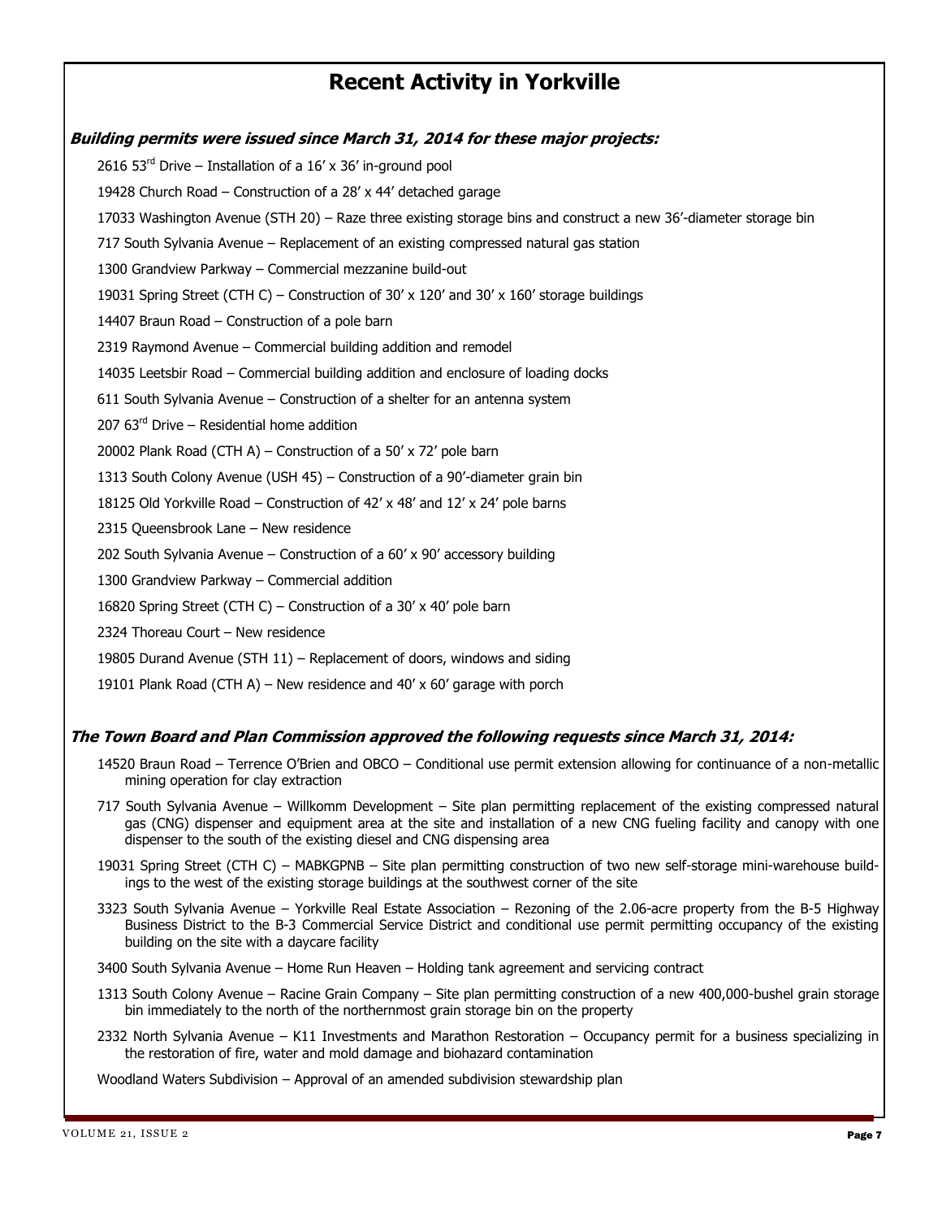# Recent Activity in Yorkville

***Building permits were issued since March 31, 2014 for these major projects:***

2616 53rd Drive – Installation of a 16′ x 36′ in-ground pool

19428 Church Road – Construction of a 28′ x 44′ detached garage

17033 Washington Avenue (STH 20) – Raze three existing storage bins and construct a new 36′-diameter storage bin

717 South Sylvania Avenue – Replacement of an existing compressed natural gas station

1300 Grandview Parkway – Commercial mezzanine build-out

19031 Spring Street (CTH C) – Construction of 30′ x 120′ and 30′ x 160′ storage buildings

14407 Braun Road – Construction of a pole barn

2319 Raymond Avenue – Commercial building addition and remodel

14035 Leetsbir Road – Commercial building addition and enclosure of loading docks

611 South Sylvania Avenue – Construction of a shelter for an antenna system

207 63rd Drive – Residential home addition

20002 Plank Road (CTH A) – Construction of a 50′ x 72′ pole barn

1313 South Colony Avenue (USH 45) – Construction of a 90′-diameter grain bin

18125 Old Yorkville Road – Construction of 42′ x 48′ and 12′ x 24′ pole barns

2315 Queensbrook Lane – New residence

202 South Sylvania Avenue – Construction of a 60′ x 90′ accessory building

1300 Grandview Parkway – Commercial addition

16820 Spring Street (CTH C) – Construction of a 30′ x 40′ pole barn

2324 Thoreau Court – New residence

19805 Durand Avenue (STH 11) – Replacement of doors, windows and siding

19101 Plank Road (CTH A) – New residence and 40′ x 60′ garage with porch

***The Town Board and Plan Commission approved the following requests since March 31, 2014:***

14520 Braun Road – Terrence O'Brien and OBCO – Conditional use permit extension allowing for continuance of a non-metallic mining operation for clay extraction

717 South Sylvania Avenue – Willkomm Development – Site plan permitting replacement of the existing compressed natural gas (CNG) dispenser and equipment area at the site and installation of a new CNG fueling facility and canopy with one dispenser to the south of the existing diesel and CNG dispensing area

19031 Spring Street (CTH C) – MABKGPNB – Site plan permitting construction of two new self-storage mini-warehouse buildings to the west of the existing storage buildings at the southwest corner of the site

3323 South Sylvania Avenue – Yorkville Real Estate Association – Rezoning of the 2.06-acre property from the B-5 Highway Business District to the B-3 Commercial Service District and conditional use permit permitting occupancy of the existing building on the site with a daycare facility

3400 South Sylvania Avenue – Home Run Heaven – Holding tank agreement and servicing contract

1313 South Colony Avenue – Racine Grain Company – Site plan permitting construction of a new 400,000-bushel grain storage bin immediately to the north of the northernmost grain storage bin on the property

2332 North Sylvania Avenue – K11 Investments and Marathon Restoration – Occupancy permit for a business specializing in the restoration of fire, water and mold damage and biohazard contamination

Woodland Waters Subdivision – Approval of an amended subdivision stewardship plan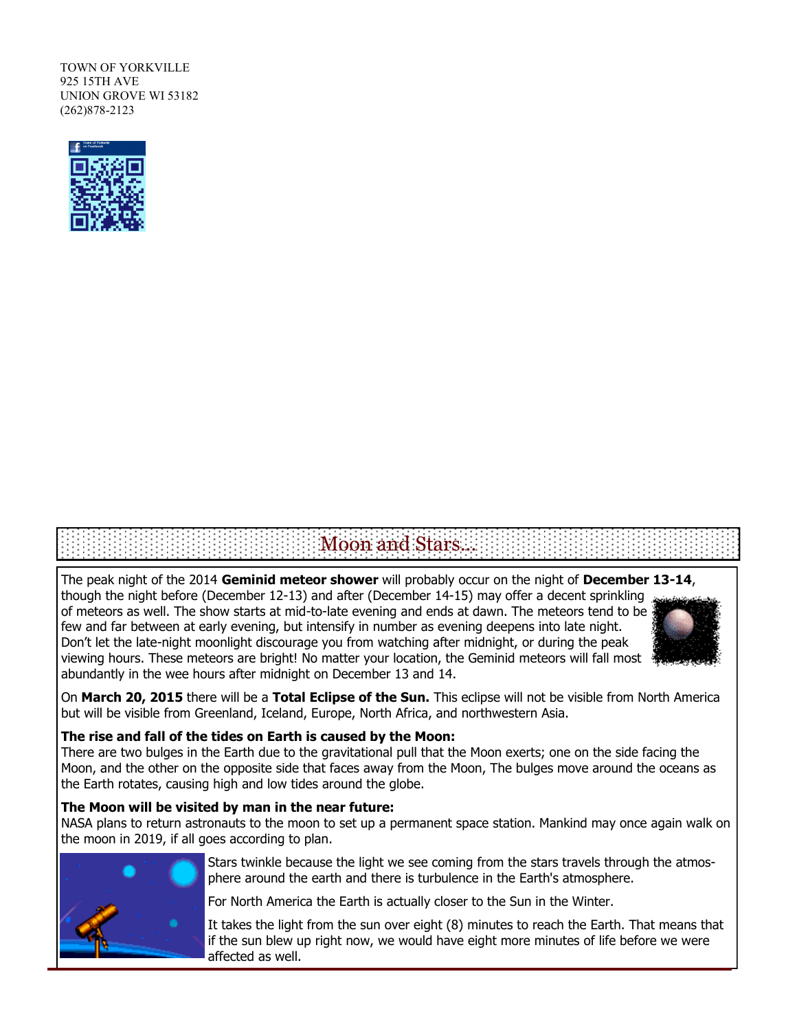TOWN OF YORKVILLE
925 15TH AVE
UNION GROVE WI 53182
(262)878-2123

## Moon and Stars...

The peak night of the 2014 **Geminid meteor shower** will probably occur on the night of **December 13-14**, though the night before (December 12-13) and after (December 14-15) may offer a decent sprinkling of meteors as well. The show starts at mid-to-late evening and ends at dawn. The meteors tend to be few and far between at early evening, but intensify in number as evening deepens into late night. Don't let the late-night moonlight discourage you from watching after midnight, or during the peak viewing hours. These meteors are bright! No matter your location, the Geminid meteors will fall most abundantly in the wee hours after midnight on December 13 and 14.

On **March 20, 2015** there will be a **Total Eclipse of the Sun.** This eclipse will not be visible from North America but will be visible from Greenland, Iceland, Europe, North Africa, and northwestern Asia.

**The rise and fall of the tides on Earth is caused by the Moon:**
There are two bulges in the Earth due to the gravitational pull that the Moon exerts; one on the side facing the Moon, and the other on the opposite side that faces away from the Moon, The bulges move around the oceans as the Earth rotates, causing high and low tides around the globe.

**The Moon will be visited by man in the near future:**
NASA plans to return astronauts to the moon to set up a permanent space station. Mankind may once again walk on the moon in 2019, if all goes according to plan.

Stars twinkle because the light we see coming from the stars travels through the atmosphere around the earth and there is turbulence in the Earth's atmosphere.

For North America the Earth is actually closer to the Sun in the Winter.

It takes the light from the sun over eight (8) minutes to reach the Earth. That means that if the sun blew up right now, we would have eight more minutes of life before we were affected as well.